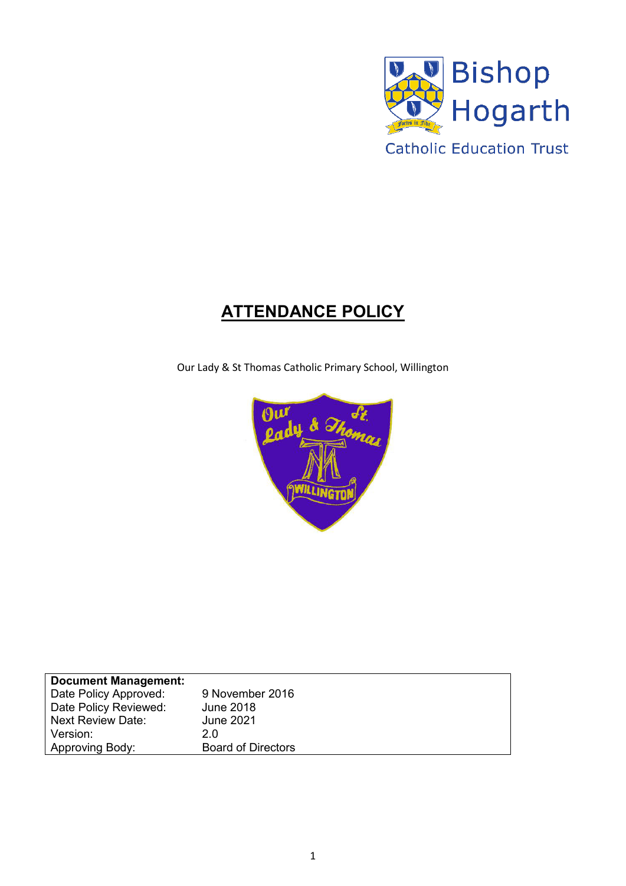Bishop Hogarth

Catholic Education Trust

# ATTENDANCE POLICY

Our Lady & St Thomas Catholic Primary School, Willington

| **Document Management:** | |
| --- | --- |
| Date Policy Approved: | 9 November 2016 |
| Date Policy Reviewed: | June 2018 |
| Next Review Date: | June 2021 |
| Version: | 2.0 |
| Approving Body: | Board of Directors |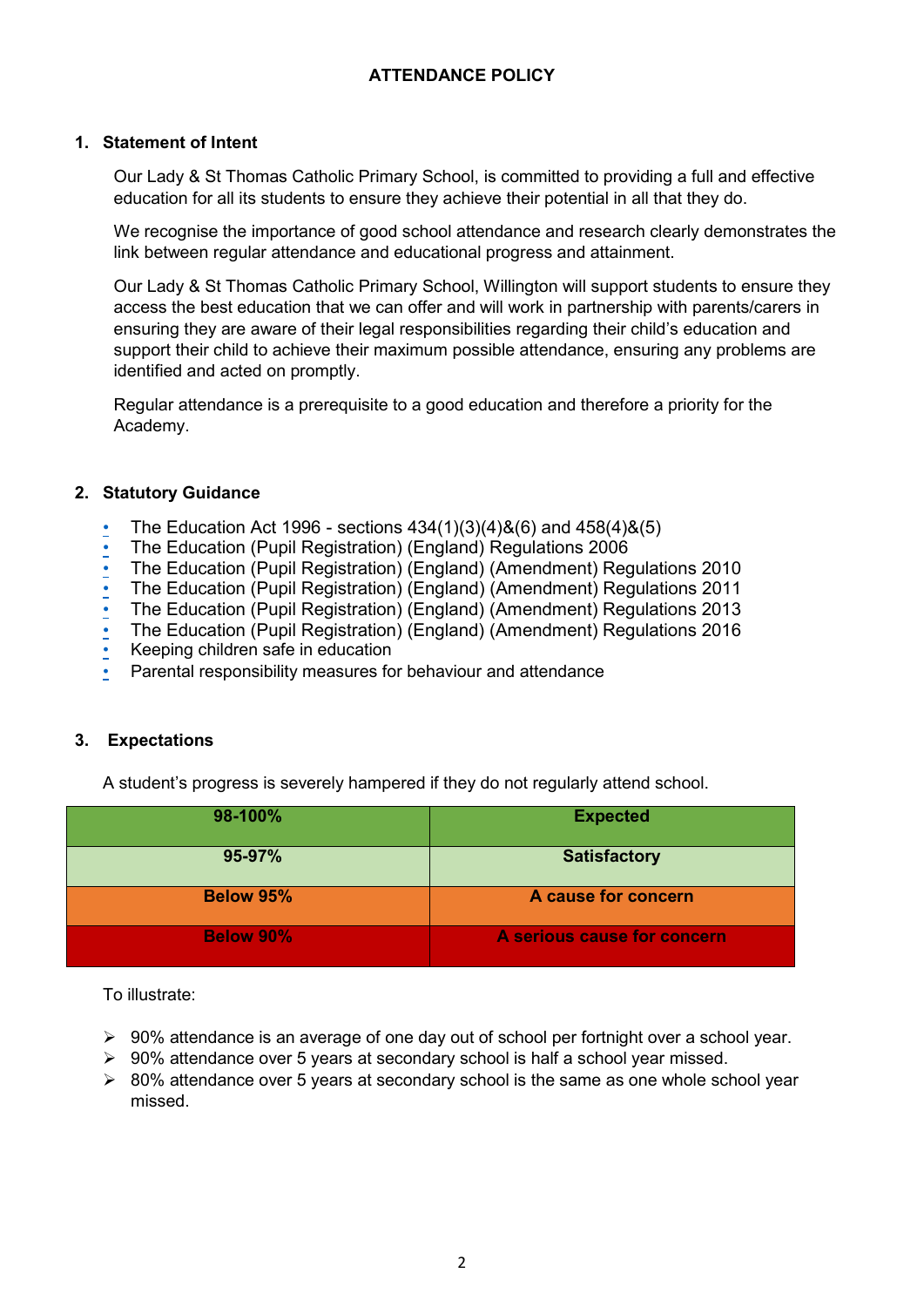# ATTENDANCE POLICY

## 1. Statement of Intent

Our Lady & St Thomas Catholic Primary School, is committed to providing a full and effective education for all its students to ensure they achieve their potential in all that they do.

We recognise the importance of good school attendance and research clearly demonstrates the link between regular attendance and educational progress and attainment.

Our Lady & St Thomas Catholic Primary School, Willington will support students to ensure they access the best education that we can offer and will work in partnership with parents/carers in ensuring they are aware of their legal responsibilities regarding their child's education and support their child to achieve their maximum possible attendance, ensuring any problems are identified and acted on promptly.

Regular attendance is a prerequisite to a good education and therefore a priority for the Academy.

## 2. Statutory Guidance

- The Education Act 1996 - sections 434(1)(3)(4)&(6) and 458(4)&(5)
- The Education (Pupil Registration) (England) Regulations 2006
- The Education (Pupil Registration) (England) (Amendment) Regulations 2010
- The Education (Pupil Registration) (England) (Amendment) Regulations 2011
- The Education (Pupil Registration) (England) (Amendment) Regulations 2013
- The Education (Pupil Registration) (England) (Amendment) Regulations 2016
- Keeping children safe in education
- Parental responsibility measures for behaviour and attendance

## 3. Expectations

A student's progress is severely hampered if they do not regularly attend school.

| 98-100% | Expected |
|---|---|
| 95-97% | Satisfactory |
| Below 95% | A cause for concern |
| Below 90% | A serious cause for concern |

To illustrate:

- 90% attendance is an average of one day out of school per fortnight over a school year.
- 90% attendance over 5 years at secondary school is half a school year missed.
- 80% attendance over 5 years at secondary school is the same as one whole school year missed.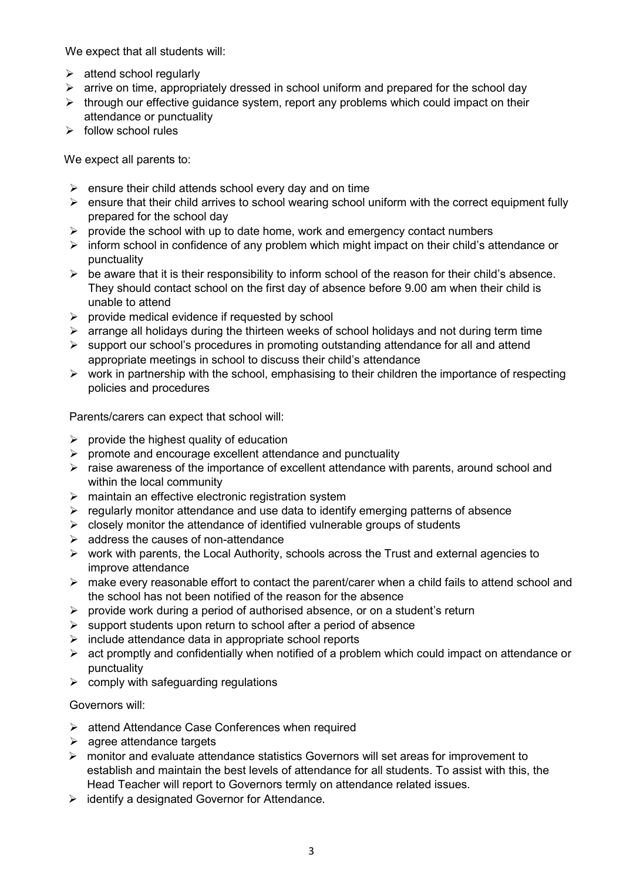We expect that all students will:

- attend school regularly
- arrive on time, appropriately dressed in school uniform and prepared for the school day
- through our effective guidance system, report any problems which could impact on their attendance or punctuality
- follow school rules

We expect all parents to:

- ensure their child attends school every day and on time
- ensure that their child arrives to school wearing school uniform with the correct equipment fully prepared for the school day
- provide the school with up to date home, work and emergency contact numbers
- inform school in confidence of any problem which might impact on their child's attendance or punctuality
- be aware that it is their responsibility to inform school of the reason for their child's absence. They should contact school on the first day of absence before 9.00 am when their child is unable to attend
- provide medical evidence if requested by school
- arrange all holidays during the thirteen weeks of school holidays and not during term time
- support our school's procedures in promoting outstanding attendance for all and attend appropriate meetings in school to discuss their child's attendance
- work in partnership with the school, emphasising to their children the importance of respecting policies and procedures

Parents/carers can expect that school will:

- provide the highest quality of education
- promote and encourage excellent attendance and punctuality
- raise awareness of the importance of excellent attendance with parents, around school and within the local community
- maintain an effective electronic registration system
- regularly monitor attendance and use data to identify emerging patterns of absence
- closely monitor the attendance of identified vulnerable groups of students
- address the causes of non-attendance
- work with parents, the Local Authority, schools across the Trust and external agencies to improve attendance
- make every reasonable effort to contact the parent/carer when a child fails to attend school and the school has not been notified of the reason for the absence
- provide work during a period of authorised absence, or on a student's return
- support students upon return to school after a period of absence
- include attendance data in appropriate school reports
- act promptly and confidentially when notified of a problem which could impact on attendance or punctuality
- comply with safeguarding regulations

Governors will:

- attend Attendance Case Conferences when required
- agree attendance targets
- monitor and evaluate attendance statistics Governors will set areas for improvement to establish and maintain the best levels of attendance for all students. To assist with this, the Head Teacher will report to Governors termly on attendance related issues.
- identify a designated Governor for Attendance.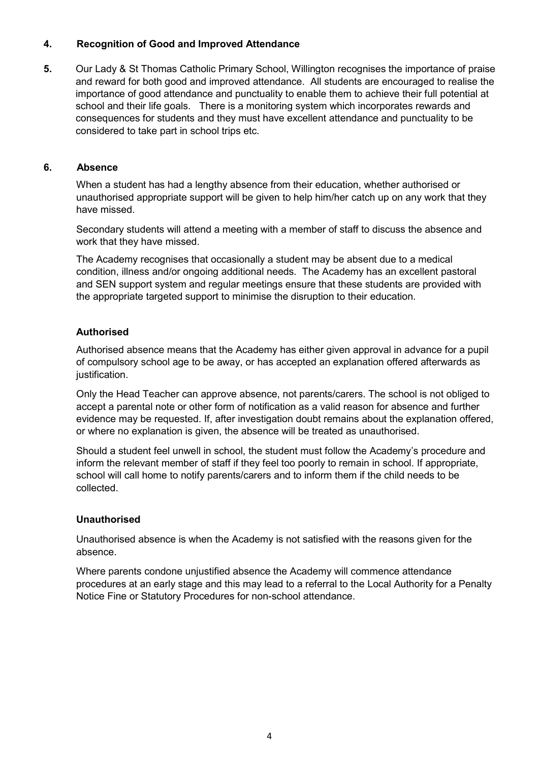## 4. Recognition of Good and Improved Attendance

**5.** Our Lady & St Thomas Catholic Primary School, Willington recognises the importance of praise and reward for both good and improved attendance. All students are encouraged to realise the importance of good attendance and punctuality to enable them to achieve their full potential at school and their life goals. There is a monitoring system which incorporates rewards and consequences for students and they must have excellent attendance and punctuality to be considered to take part in school trips etc.

## 6. Absence

When a student has had a lengthy absence from their education, whether authorised or unauthorised appropriate support will be given to help him/her catch up on any work that they have missed.

Secondary students will attend a meeting with a member of staff to discuss the absence and work that they have missed.

The Academy recognises that occasionally a student may be absent due to a medical condition, illness and/or ongoing additional needs. The Academy has an excellent pastoral and SEN support system and regular meetings ensure that these students are provided with the appropriate targeted support to minimise the disruption to their education.

### Authorised

Authorised absence means that the Academy has either given approval in advance for a pupil of compulsory school age to be away, or has accepted an explanation offered afterwards as justification.

Only the Head Teacher can approve absence, not parents/carers. The school is not obliged to accept a parental note or other form of notification as a valid reason for absence and further evidence may be requested. If, after investigation doubt remains about the explanation offered, or where no explanation is given, the absence will be treated as unauthorised.

Should a student feel unwell in school, the student must follow the Academy's procedure and inform the relevant member of staff if they feel too poorly to remain in school. If appropriate, school will call home to notify parents/carers and to inform them if the child needs to be collected.

### Unauthorised

Unauthorised absence is when the Academy is not satisfied with the reasons given for the absence.

Where parents condone unjustified absence the Academy will commence attendance procedures at an early stage and this may lead to a referral to the Local Authority for a Penalty Notice Fine or Statutory Procedures for non-school attendance.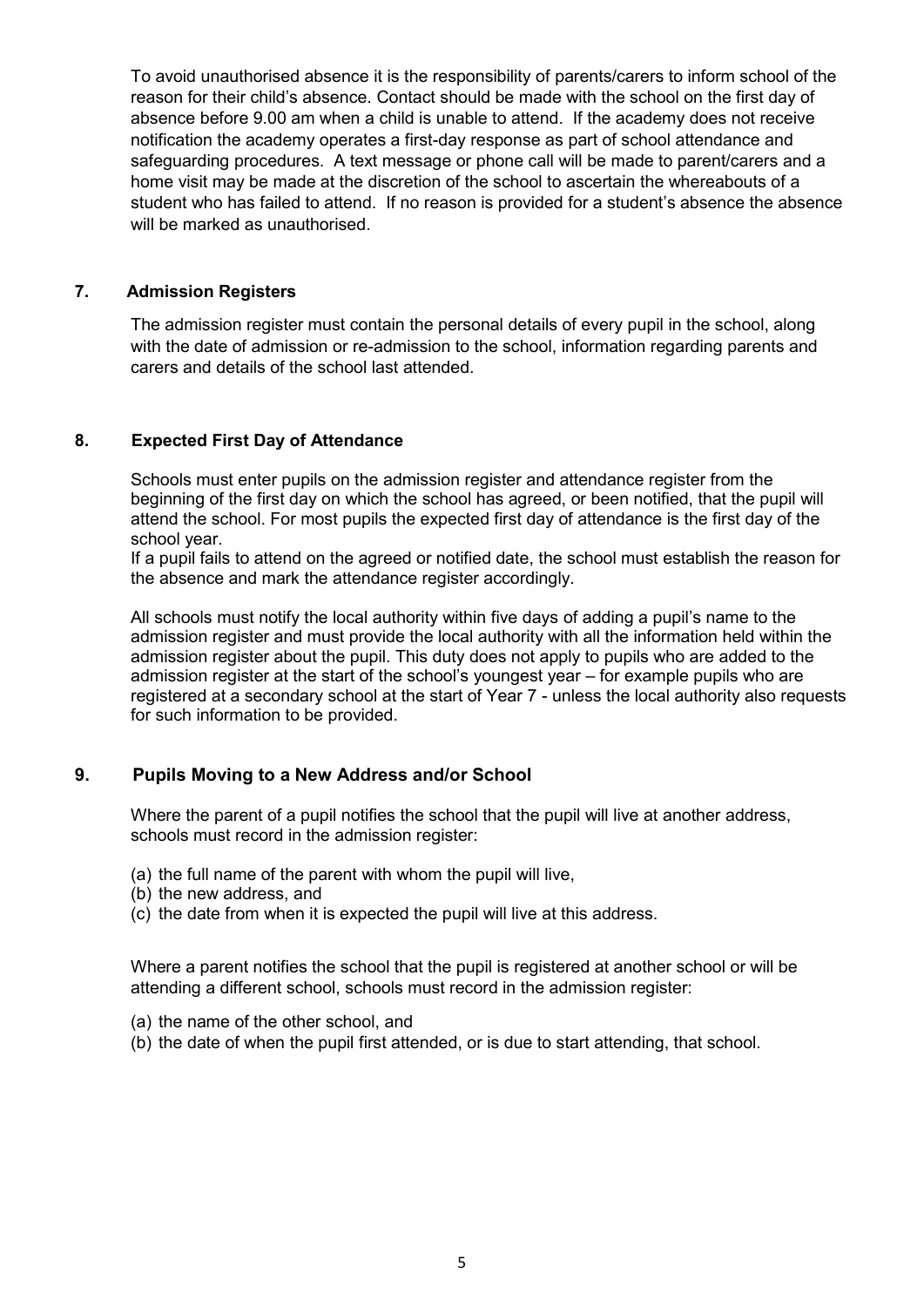To avoid unauthorised absence it is the responsibility of parents/carers to inform school of the reason for their child's absence. Contact should be made with the school on the first day of absence before 9.00 am when a child is unable to attend. If the academy does not receive notification the academy operates a first-day response as part of school attendance and safeguarding procedures. A text message or phone call will be made to parent/carers and a home visit may be made at the discretion of the school to ascertain the whereabouts of a student who has failed to attend. If no reason is provided for a student's absence the absence will be marked as unauthorised.

## 7. Admission Registers

The admission register must contain the personal details of every pupil in the school, along with the date of admission or re-admission to the school, information regarding parents and carers and details of the school last attended.

## 8. Expected First Day of Attendance

Schools must enter pupils on the admission register and attendance register from the beginning of the first day on which the school has agreed, or been notified, that the pupil will attend the school. For most pupils the expected first day of attendance is the first day of the school year.
If a pupil fails to attend on the agreed or notified date, the school must establish the reason for the absence and mark the attendance register accordingly.

All schools must notify the local authority within five days of adding a pupil's name to the admission register and must provide the local authority with all the information held within the admission register about the pupil. This duty does not apply to pupils who are added to the admission register at the start of the school's youngest year – for example pupils who are registered at a secondary school at the start of Year 7 - unless the local authority also requests for such information to be provided.

## 9. Pupils Moving to a New Address and/or School

Where the parent of a pupil notifies the school that the pupil will live at another address, schools must record in the admission register:

(a) the full name of the parent with whom the pupil will live,
(b) the new address, and
(c) the date from when it is expected the pupil will live at this address.

Where a parent notifies the school that the pupil is registered at another school or will be attending a different school, schools must record in the admission register:

(a) the name of the other school, and
(b) the date of when the pupil first attended, or is due to start attending, that school.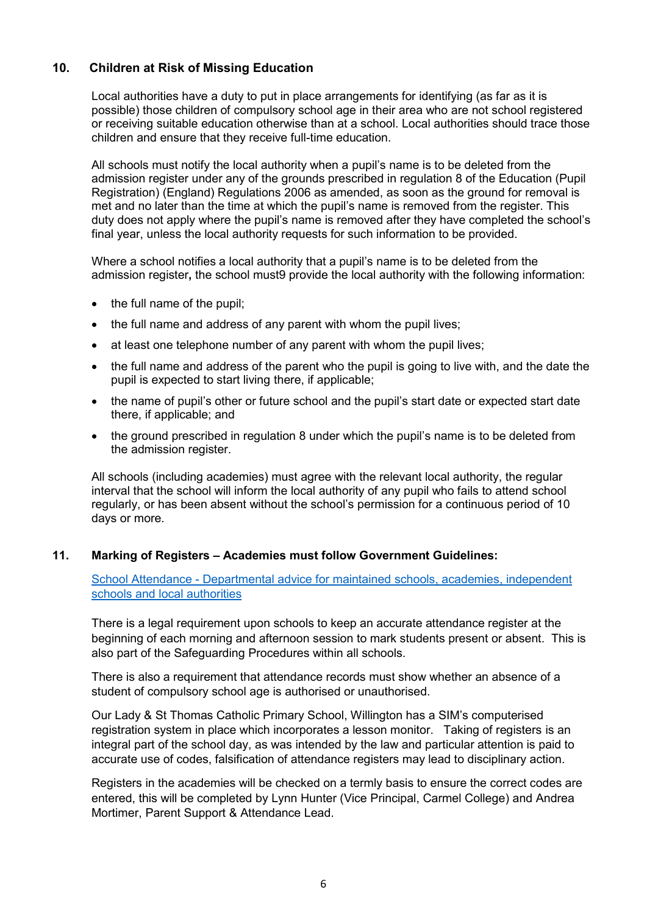## 10. Children at Risk of Missing Education

Local authorities have a duty to put in place arrangements for identifying (as far as it is possible) those children of compulsory school age in their area who are not school registered or receiving suitable education otherwise than at a school. Local authorities should trace those children and ensure that they receive full-time education.

All schools must notify the local authority when a pupil's name is to be deleted from the admission register under any of the grounds prescribed in regulation 8 of the Education (Pupil Registration) (England) Regulations 2006 as amended, as soon as the ground for removal is met and no later than the time at which the pupil's name is removed from the register. This duty does not apply where the pupil's name is removed after they have completed the school's final year, unless the local authority requests for such information to be provided.

Where a school notifies a local authority that a pupil's name is to be deleted from the admission register**,** the school must9 provide the local authority with the following information:

- the full name of the pupil;
- the full name and address of any parent with whom the pupil lives;
- at least one telephone number of any parent with whom the pupil lives;
- the full name and address of the parent who the pupil is going to live with, and the date the pupil is expected to start living there, if applicable;
- the name of pupil's other or future school and the pupil's start date or expected start date there, if applicable; and
- the ground prescribed in regulation 8 under which the pupil's name is to be deleted from the admission register.

All schools (including academies) must agree with the relevant local authority, the regular interval that the school will inform the local authority of any pupil who fails to attend school regularly, or has been absent without the school's permission for a continuous period of 10 days or more.

## 11. Marking of Registers – Academies must follow Government Guidelines:

School Attendance - Departmental advice for maintained schools, academies, independent schools and local authorities

There is a legal requirement upon schools to keep an accurate attendance register at the beginning of each morning and afternoon session to mark students present or absent. This is also part of the Safeguarding Procedures within all schools.

There is also a requirement that attendance records must show whether an absence of a student of compulsory school age is authorised or unauthorised.

Our Lady & St Thomas Catholic Primary School, Willington has a SIM's computerised registration system in place which incorporates a lesson monitor. Taking of registers is an integral part of the school day, as was intended by the law and particular attention is paid to accurate use of codes, falsification of attendance registers may lead to disciplinary action.

Registers in the academies will be checked on a termly basis to ensure the correct codes are entered, this will be completed by Lynn Hunter (Vice Principal, Carmel College) and Andrea Mortimer, Parent Support & Attendance Lead.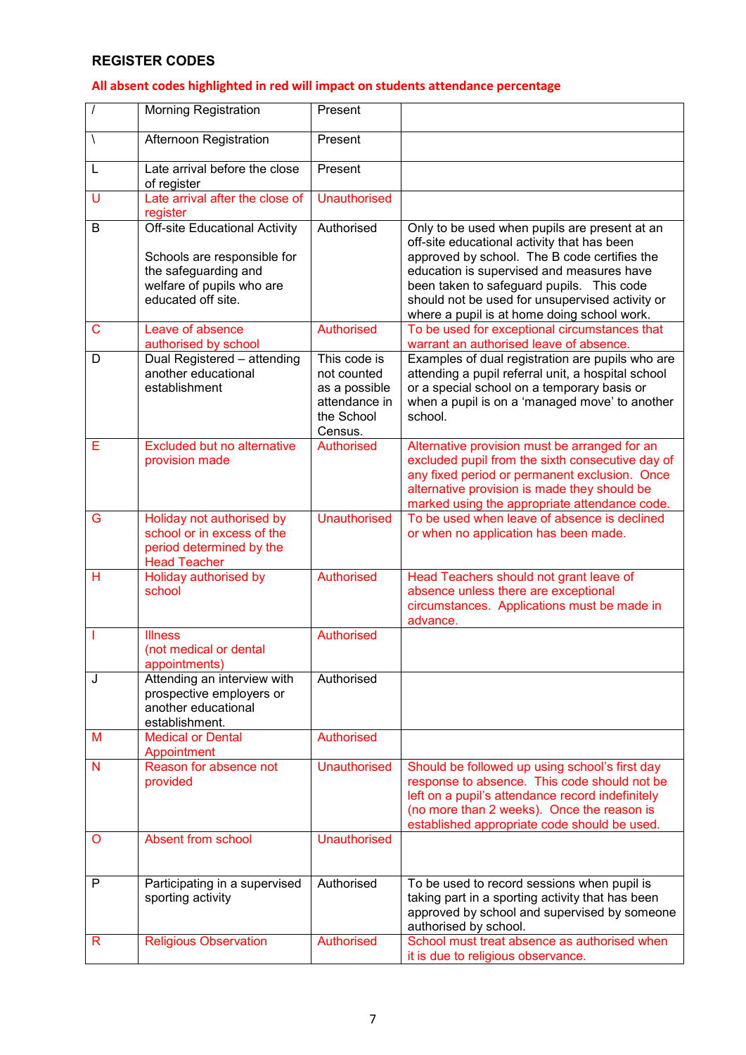## REGISTER CODES

**All absent codes highlighted in red will impact on students attendance percentage**

| / | Morning Registration | Present | |
|---|---|---|---|
| \ | Afternoon Registration | Present | |
| L | Late arrival before the close of register | Present | |
| U | Late arrival after the close of register | Unauthorised | |
| B | Off-site Educational Activity<br><br>Schools are responsible for the safeguarding and welfare of pupils who are educated off site. | Authorised | Only to be used when pupils are present at an off-site educational activity that has been approved by school. The B code certifies the education is supervised and measures have been taken to safeguard pupils. This code should not be used for unsupervised activity or where a pupil is at home doing school work. |
| C | Leave of absence authorised by school | Authorised | To be used for exceptional circumstances that warrant an authorised leave of absence. |
| D | Dual Registered – attending another educational establishment | This code is not counted as a possible attendance in the School Census. | Examples of dual registration are pupils who are attending a pupil referral unit, a hospital school or a special school on a temporary basis or when a pupil is on a 'managed move' to another school. |
| E | Excluded but no alternative provision made | Authorised | Alternative provision must be arranged for an excluded pupil from the sixth consecutive day of any fixed period or permanent exclusion. Once alternative provision is made they should be marked using the appropriate attendance code. |
| G | Holiday not authorised by school or in excess of the period determined by the Head Teacher | Unauthorised | To be used when leave of absence is declined or when no application has been made. |
| H | Holiday authorised by school | Authorised | Head Teachers should not grant leave of absence unless there are exceptional circumstances. Applications must be made in advance. |
| I | Illness<br>(not medical or dental appointments) | Authorised | |
| J | Attending an interview with prospective employers or another educational establishment. | Authorised | |
| M | Medical or Dental Appointment | Authorised | |
| N | Reason for absence not provided | Unauthorised | Should be followed up using school's first day response to absence. This code should not be left on a pupil's attendance record indefinitely (no more than 2 weeks). Once the reason is established appropriate code should be used. |
| O | Absent from school | Unauthorised | |
| P | Participating in a supervised sporting activity | Authorised | To be used to record sessions when pupil is taking part in a sporting activity that has been approved by school and supervised by someone authorised by school. |
| R | Religious Observation | Authorised | School must treat absence as authorised when it is due to religious observance. |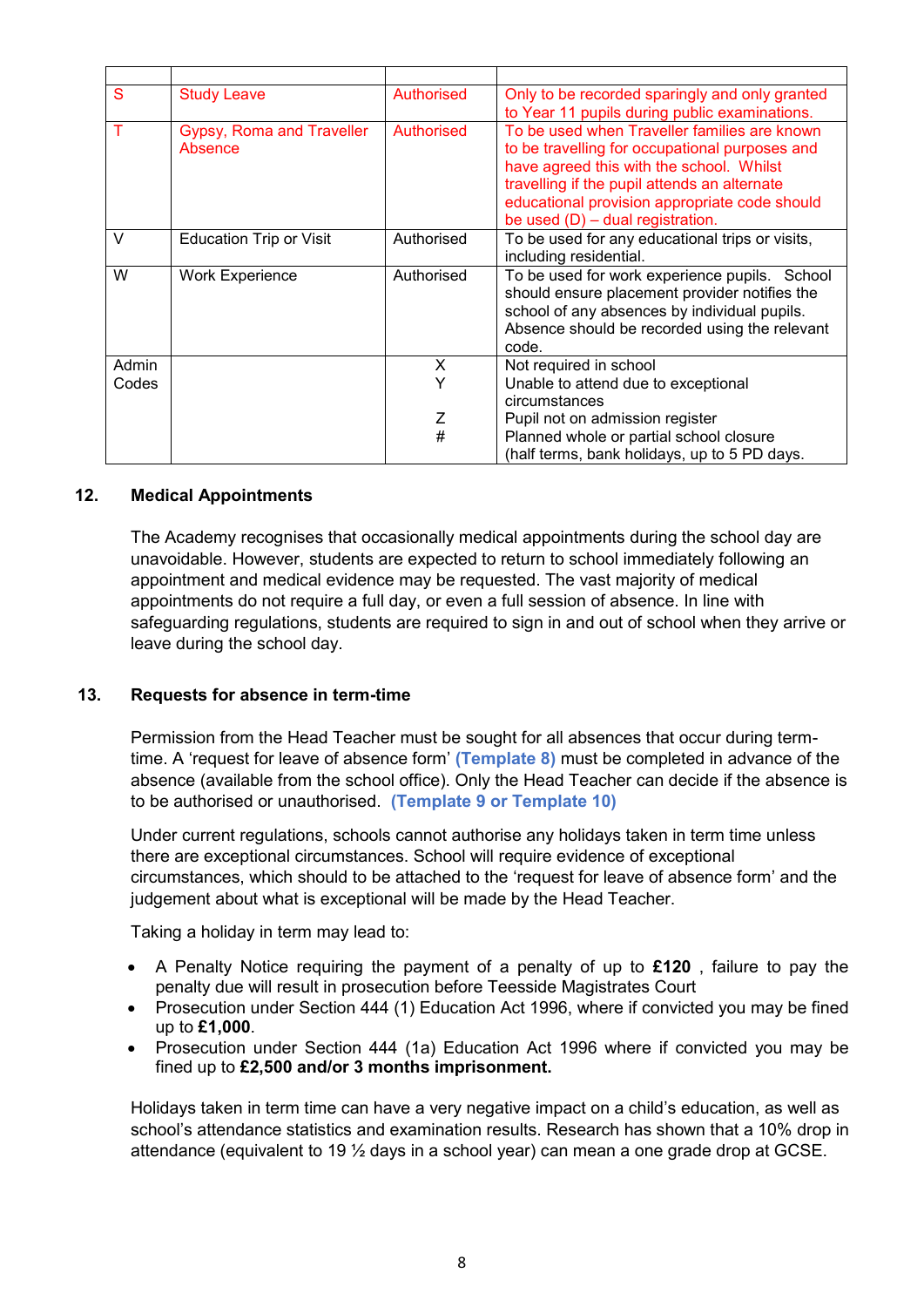| | | | |
|---|---|---|---|
| S | Study Leave | Authorised | Only to be recorded sparingly and only granted to Year 11 pupils during public examinations. |
| T | Gypsy, Roma and Traveller Absence | Authorised | To be used when Traveller families are known to be travelling for occupational purposes and have agreed this with the school. Whilst travelling if the pupil attends an alternate educational provision appropriate code should be used (D) – dual registration. |
| V | Education Trip or Visit | Authorised | To be used for any educational trips or visits, including residential. |
| W | Work Experience | Authorised | To be used for work experience pupils. School should ensure placement provider notifies the school of any absences by individual pupils. Absence should be recorded using the relevant code. |
| Admin Codes | | X<br>Y<br><br>Z<br># | Not required in school<br>Unable to attend due to exceptional circumstances<br>Pupil not on admission register<br>Planned whole or partial school closure (half terms, bank holidays, up to 5 PD days. |

## 12. Medical Appointments

The Academy recognises that occasionally medical appointments during the school day are unavoidable. However, students are expected to return to school immediately following an appointment and medical evidence may be requested. The vast majority of medical appointments do not require a full day, or even a full session of absence. In line with safeguarding regulations, students are required to sign in and out of school when they arrive or leave during the school day.

## 13. Requests for absence in term-time

Permission from the Head Teacher must be sought for all absences that occur during term-time. A 'request for leave of absence form' **(Template 8)** must be completed in advance of the absence (available from the school office). Only the Head Teacher can decide if the absence is to be authorised or unauthorised. **(Template 9 or Template 10)**

Under current regulations, schools cannot authorise any holidays taken in term time unless there are exceptional circumstances. School will require evidence of exceptional circumstances, which should to be attached to the 'request for leave of absence form' and the judgement about what is exceptional will be made by the Head Teacher.

Taking a holiday in term may lead to:

- A Penalty Notice requiring the payment of a penalty of up to **£120** , failure to pay the penalty due will result in prosecution before Teesside Magistrates Court
- Prosecution under Section 444 (1) Education Act 1996, where if convicted you may be fined up to **£1,000**.
- Prosecution under Section 444 (1a) Education Act 1996 where if convicted you may be fined up to **£2,500 and/or 3 months imprisonment.**

Holidays taken in term time can have a very negative impact on a child's education, as well as school's attendance statistics and examination results. Research has shown that a 10% drop in attendance (equivalent to 19 ½ days in a school year) can mean a one grade drop at GCSE.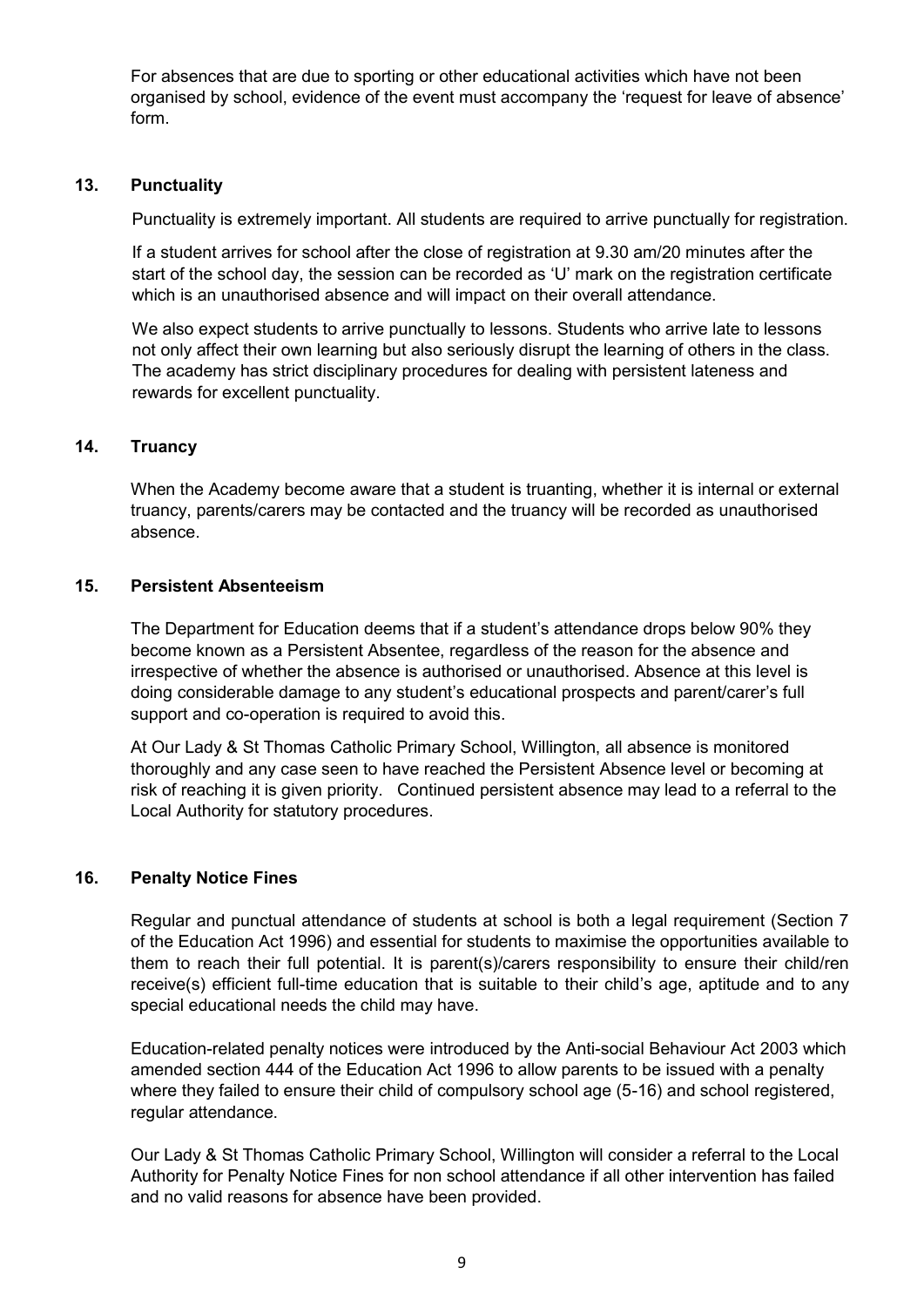For absences that are due to sporting or other educational activities which have not been organised by school, evidence of the event must accompany the 'request for leave of absence' form.

## 13. Punctuality

Punctuality is extremely important. All students are required to arrive punctually for registration.

If a student arrives for school after the close of registration at 9.30 am/20 minutes after the start of the school day, the session can be recorded as 'U' mark on the registration certificate which is an unauthorised absence and will impact on their overall attendance.

We also expect students to arrive punctually to lessons. Students who arrive late to lessons not only affect their own learning but also seriously disrupt the learning of others in the class. The academy has strict disciplinary procedures for dealing with persistent lateness and rewards for excellent punctuality.

## 14. Truancy

When the Academy become aware that a student is truanting, whether it is internal or external truancy, parents/carers may be contacted and the truancy will be recorded as unauthorised absence.

## 15. Persistent Absenteeism

The Department for Education deems that if a student's attendance drops below 90% they become known as a Persistent Absentee, regardless of the reason for the absence and irrespective of whether the absence is authorised or unauthorised. Absence at this level is doing considerable damage to any student's educational prospects and parent/carer's full support and co-operation is required to avoid this.

At Our Lady & St Thomas Catholic Primary School, Willington, all absence is monitored thoroughly and any case seen to have reached the Persistent Absence level or becoming at risk of reaching it is given priority. Continued persistent absence may lead to a referral to the Local Authority for statutory procedures.

## 16. Penalty Notice Fines

Regular and punctual attendance of students at school is both a legal requirement (Section 7 of the Education Act 1996) and essential for students to maximise the opportunities available to them to reach their full potential. It is parent(s)/carers responsibility to ensure their child/ren receive(s) efficient full-time education that is suitable to their child's age, aptitude and to any special educational needs the child may have.

Education-related penalty notices were introduced by the Anti-social Behaviour Act 2003 which amended section 444 of the Education Act 1996 to allow parents to be issued with a penalty where they failed to ensure their child of compulsory school age (5-16) and school registered, regular attendance.

Our Lady & St Thomas Catholic Primary School, Willington will consider a referral to the Local Authority for Penalty Notice Fines for non school attendance if all other intervention has failed and no valid reasons for absence have been provided.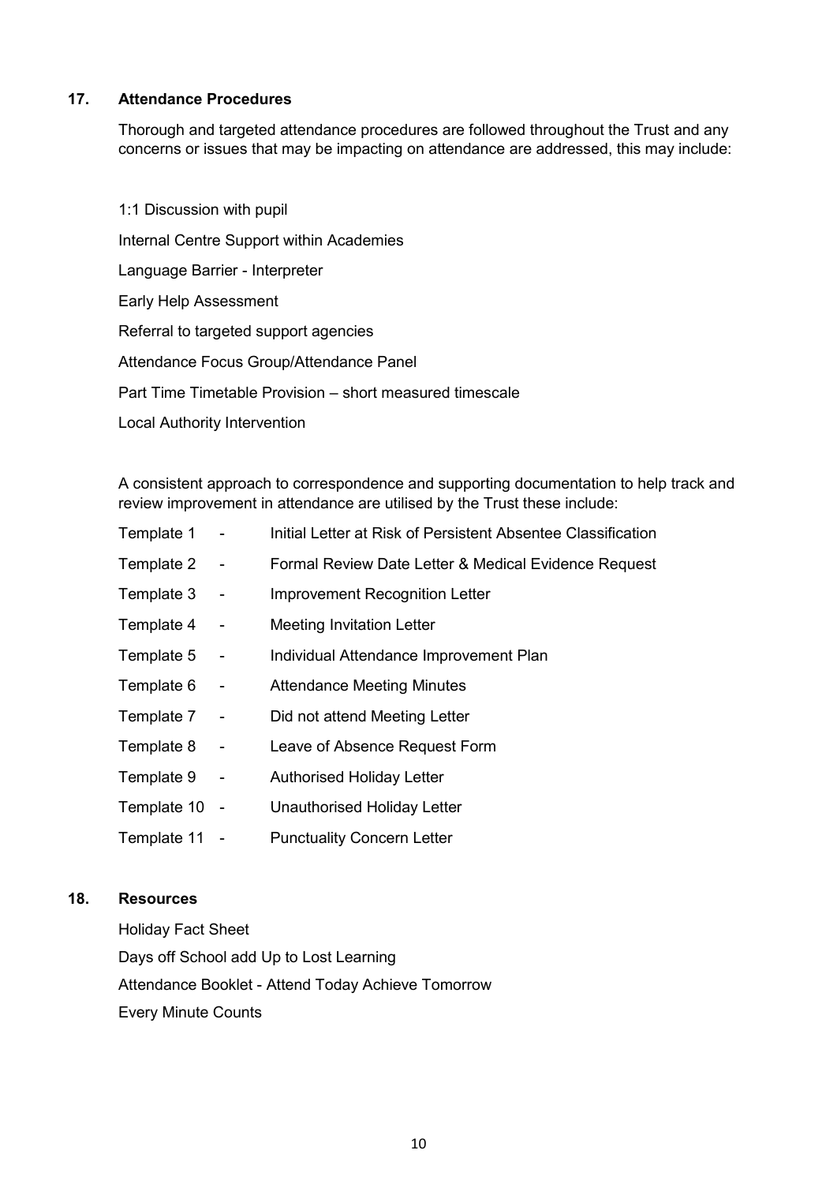## 17. Attendance Procedures

Thorough and targeted attendance procedures are followed throughout the Trust and any concerns or issues that may be impacting on attendance are addressed, this may include:

1:1 Discussion with pupil

Internal Centre Support within Academies

Language Barrier - Interpreter

Early Help Assessment

Referral to targeted support agencies

Attendance Focus Group/Attendance Panel

Part Time Timetable Provision – short measured timescale

Local Authority Intervention

A consistent approach to correspondence and supporting documentation to help track and review improvement in attendance are utilised by the Trust these include:

Template 1 - Initial Letter at Risk of Persistent Absentee Classification

Template 2 - Formal Review Date Letter & Medical Evidence Request

Template 3 - Improvement Recognition Letter

Template 4 - Meeting Invitation Letter

Template 5 - Individual Attendance Improvement Plan

Template 6 - Attendance Meeting Minutes

Template 7 - Did not attend Meeting Letter

Template 8 - Leave of Absence Request Form

Template 9 - Authorised Holiday Letter

Template 10 - Unauthorised Holiday Letter

Template 11 - Punctuality Concern Letter

## 18. Resources

Holiday Fact Sheet

Days off School add Up to Lost Learning

Attendance Booklet - Attend Today Achieve Tomorrow

Every Minute Counts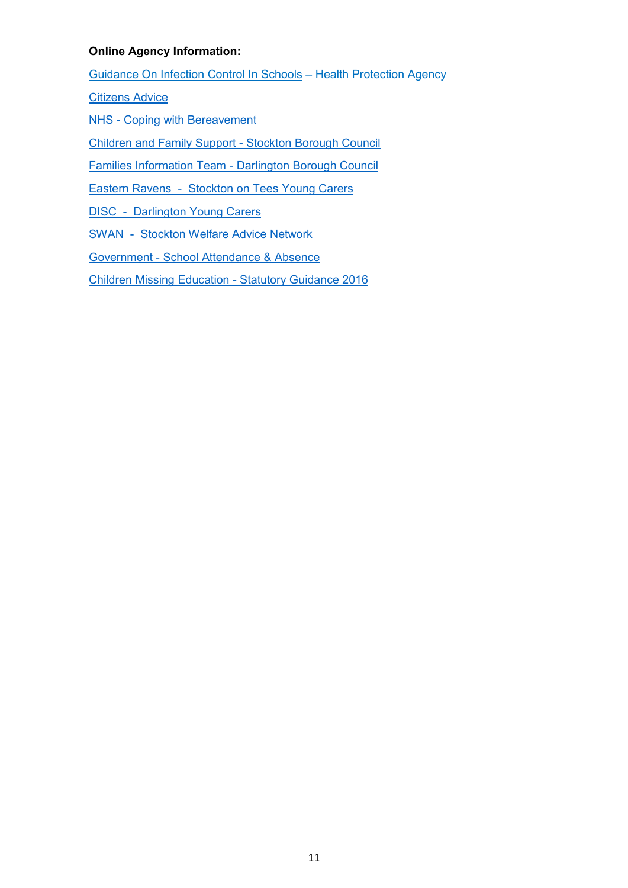**Online Agency Information:**

Guidance On Infection Control In Schools – Health Protection Agency

Citizens Advice

NHS - Coping with Bereavement

Children and Family Support - Stockton Borough Council

Families Information Team - Darlington Borough Council

Eastern Ravens - Stockton on Tees Young Carers

DISC - Darlington Young Carers

SWAN - Stockton Welfare Advice Network

Government - School Attendance & Absence

Children Missing Education - Statutory Guidance 2016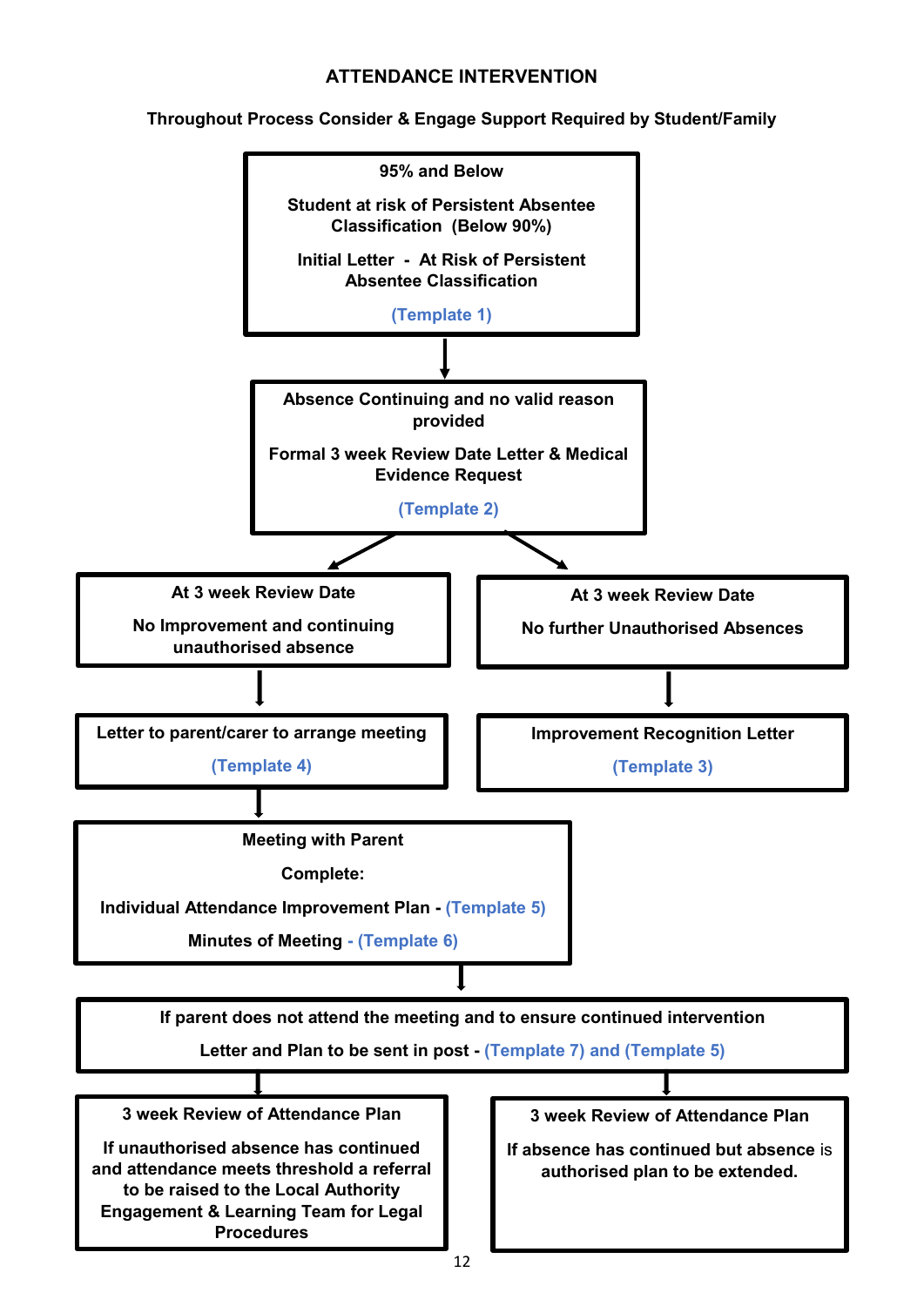# ATTENDANCE INTERVENTION

**Throughout Process Consider & Engage Support Required by Student/Family**

**95% and Below**

**Student at risk of Persistent Absentee Classification (Below 90%)**

**Initial Letter - At Risk of Persistent Absentee Classification**

(Template 1)

**Absence Continuing and no valid reason provided**

**Formal 3 week Review Date Letter & Medical Evidence Request**

(Template 2)

**At 3 week Review Date**

**No Improvement and continuing unauthorised absence**

**Letter to parent/carer to arrange meeting**

(Template 4)

**At 3 week Review Date**

**No further Unauthorised Absences**

**Improvement Recognition Letter**

(Template 3)

**Meeting with Parent**

**Complete:**

**Individual Attendance Improvement Plan -** (Template 5)

**Minutes of Meeting** - (Template 6)

**If parent does not attend the meeting and to ensure continued intervention**

**Letter and Plan to be sent in post -** (Template 7) and (Template 5)

**3 week Review of Attendance Plan**

**If unauthorised absence has continued and attendance meets threshold a referral to be raised to the Local Authority Engagement & Learning Team for Legal Procedures**

**3 week Review of Attendance Plan**

**If absence has continued but absence** is **authorised plan to be extended.**